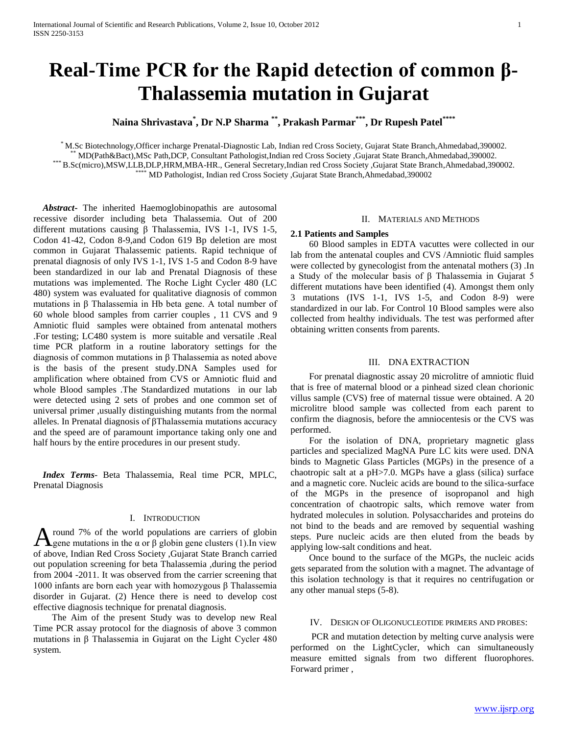# Real-Time PCR for the Rapid detection of common β-Thalassemia mutation in Gujarat

**Naina Shrivastava[*], Dr N.P Sharma [**], Prakash Parmar[***], Dr Rupesh Patel[****]**

[*] M.Sc Biotechnology,Officer incharge Prenatal-Diagnostic Lab, Indian red Cross Society, Gujarat State Branch,Ahmedabad,390002.
[**] MD(Path&Bact),MSc Path,DCP, Consultant Pathologist,Indian red Cross Society ,Gujarat State Branch,Ahmedabad,390002.
[***] B.Sc(micro),MSW,LLB,DLP,HRM,MBA-HR., General Secretary,Indian red Cross Society ,Gujarat State Branch,Ahmedabad,390002.
[****] MD Pathologist, Indian red Cross Society ,Gujarat State Branch,Ahmedabad,390002

***Abstract-*** The inherited Haemoglobinopathis are autosomal recessive disorder including beta Thalassemia. Out of 200 different mutations causing β Thalassemia, IVS 1-1, IVS 1-5, Codon 41-42, Codon 8-9,and Codon 619 Bp deletion are most common in Gujarat Thalassemic patients. Rapid technique of prenatal diagnosis of only IVS 1-1, IVS 1-5 and Codon 8-9 have been standardized in our lab and Prenatal Diagnosis of these mutations was implemented. The Roche Light Cycler 480 (LC 480) system was evaluated for qualitative diagnosis of common mutations in β Thalassemia in Hb beta gene. A total number of 60 whole blood samples from carrier couples , 11 CVS and 9 Amniotic fluid samples were obtained from antenatal mothers .For testing; LC480 system is more suitable and versatile .Real time PCR platform in a routine laboratory settings for the diagnosis of common mutations in β Thalassemia as noted above is the basis of the present study.DNA Samples used for amplification where obtained from CVS or Amniotic fluid and whole Blood samples .The Standardized mutations in our lab were detected using 2 sets of probes and one common set of universal primer ,usually distinguishing mutants from the normal alleles. In Prenatal diagnosis of βThalassemia mutations accuracy and the speed are of paramount importance taking only one and half hours by the entire procedures in our present study.

***Index Terms***- Beta Thalassemia, Real time PCR, MPLC, Prenatal Diagnosis

## I. Introduction

Around 7% of the world populations are carriers of globin gene mutations in the α or β globin gene clusters (1).In view of above, Indian Red Cross Society ,Gujarat State Branch carried out population screening for beta Thalassemia ,during the period from 2004 -2011. It was observed from the carrier screening that 1000 infants are born each year with homozygous β Thalassemia disorder in Gujarat. (2) Hence there is need to develop cost effective diagnosis technique for prenatal diagnosis.

The Aim of the present Study was to develop new Real Time PCR assay protocol for the diagnosis of above 3 common mutations in β Thalassemia in Gujarat on the Light Cycler 480 system.

## II. Materials and Methods

### 2.1 Patients and Samples

60 Blood samples in EDTA vacuttes were collected in our lab from the antenatal couples and CVS /Amniotic fluid samples were collected by gynecologist from the antenatal mothers (3) .In a Study of the molecular basis of β Thalassemia in Gujarat 5 different mutations have been identified (4). Amongst them only 3 mutations (IVS 1-1, IVS 1-5, and Codon 8-9) were standardized in our lab. For Control 10 Blood samples were also collected from healthy individuals. The test was performed after obtaining written consents from parents.

## III. DNA Extraction

For prenatal diagnostic assay 20 microlitre of amniotic fluid that is free of maternal blood or a pinhead sized clean chorionic villus sample (CVS) free of maternal tissue were obtained. A 20 microlitre blood sample was collected from each parent to confirm the diagnosis, before the amniocentesis or the CVS was performed.

For the isolation of DNA, proprietary magnetic glass particles and specialized MagNA Pure LC kits were used. DNA binds to Magnetic Glass Particles (MGPs) in the presence of a chaotropic salt at a pH>7.0. MGPs have a glass (silica) surface and a magnetic core. Nucleic acids are bound to the silica-surface of the MGPs in the presence of isopropanol and high concentration of chaotropic salts, which remove water from hydrated molecules in solution. Polysaccharides and proteins do not bind to the beads and are removed by sequential washing steps. Pure nucleic acids are then eluted from the beads by applying low-salt conditions and heat.

Once bound to the surface of the MGPs, the nucleic acids gets separated from the solution with a magnet. The advantage of this isolation technology is that it requires no centrifugation or any other manual steps (5-8).

## IV. Design of Oligonucleotide Primers and Probes:

PCR and mutation detection by melting curve analysis were performed on the LightCycler, which can simultaneously measure emitted signals from two different fluorophores. Forward primer ,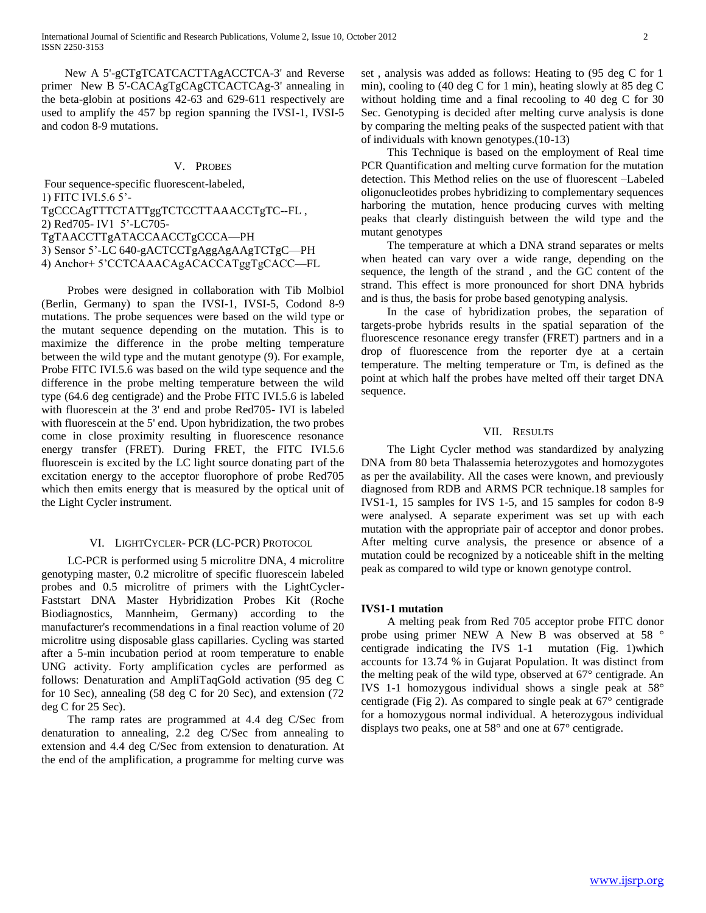New A 5'-gCTgTCATCACTTAgACCTCA-3' and Reverse primer New B 5'-CACAgTgCAgCTCACTCAg-3' annealing in the beta-globin at positions 42-63 and 629-611 respectively are used to amplify the 457 bp region spanning the IVSI-1, IVSI-5 and codon 8-9 mutations.

## V. Probes

Four sequence-specific fluorescent-labeled,
1) FITC IVI.5.6 5'-TgCCCAgTTTCTATTggTCTCCTTAAACCTgTC--FL ,
2) Red705- IV1 5'-LC705-TgTAACCTTgATACCAACCTgCCCA—PH
3) Sensor 5'-LC 640-gACTCCTgAggAgAAgTCTgC—PH
4) Anchor+ 5'CCTCAAACAgACACCATggTgCACC—FL

Probes were designed in collaboration with Tib Molbiol (Berlin, Germany) to span the IVSI-1, IVSI-5, Codond 8-9 mutations. The probe sequences were based on the wild type or the mutant sequence depending on the mutation. This is to maximize the difference in the probe melting temperature between the wild type and the mutant genotype (9). For example, Probe FITC IVI.5.6 was based on the wild type sequence and the difference in the probe melting temperature between the wild type (64.6 deg centigrade) and the Probe FITC IVI.5.6 is labeled with fluorescein at the 3' end and probe Red705- IVI is labeled with fluorescein at the 5' end. Upon hybridization, the two probes come in close proximity resulting in fluorescence resonance energy transfer (FRET). During FRET, the FITC IVI.5.6 fluorescein is excited by the LC light source donating part of the excitation energy to the acceptor fluorophore of probe Red705 which then emits energy that is measured by the optical unit of the Light Cycler instrument.

## VI. LightCycler- PCR (LC-PCR) Protocol

LC-PCR is performed using 5 microlitre DNA, 4 microlitre genotyping master, 0.2 microlitre of specific fluorescein labeled probes and 0.5 microlitre of primers with the LightCycler-Faststart DNA Master Hybridization Probes Kit (Roche Biodiagnostics, Mannheim, Germany) according to the manufacturer's recommendations in a final reaction volume of 20 microlitre using disposable glass capillaries. Cycling was started after a 5-min incubation period at room temperature to enable UNG activity. Forty amplification cycles are performed as follows: Denaturation and AmpliTaqGold activation (95 deg C for 10 Sec), annealing (58 deg C for 20 Sec), and extension (72 deg C for 25 Sec).

The ramp rates are programmed at 4.4 deg C/Sec from denaturation to annealing, 2.2 deg C/Sec from annealing to extension and 4.4 deg C/Sec from extension to denaturation. At the end of the amplification, a programme for melting curve was set , analysis was added as follows: Heating to (95 deg C for 1 min), cooling to (40 deg C for 1 min), heating slowly at 85 deg C without holding time and a final recooling to 40 deg C for 30 Sec. Genotyping is decided after melting curve analysis is done by comparing the melting peaks of the suspected patient with that of individuals with known genotypes.(10-13)

This Technique is based on the employment of Real time PCR Quantification and melting curve formation for the mutation detection. This Method relies on the use of fluorescent –Labeled oligonucleotides probes hybridizing to complementary sequences harboring the mutation, hence producing curves with melting peaks that clearly distinguish between the wild type and the mutant genotypes

The temperature at which a DNA strand separates or melts when heated can vary over a wide range, depending on the sequence, the length of the strand , and the GC content of the strand. This effect is more pronounced for short DNA hybrids and is thus, the basis for probe based genotyping analysis.

In the case of hybridization probes, the separation of targets-probe hybrids results in the spatial separation of the fluorescence resonance eregy transfer (FRET) partners and in a drop of fluorescence from the reporter dye at a certain temperature. The melting temperature or Tm, is defined as the point at which half the probes have melted off their target DNA sequence.

## VII. Results

The Light Cycler method was standardized by analyzing DNA from 80 beta Thalassemia heterozygotes and homozygotes as per the availability. All the cases were known, and previously diagnosed from RDB and ARMS PCR technique.18 samples for IVS1-1, 15 samples for IVS 1-5, and 15 samples for codon 8-9 were analysed. A separate experiment was set up with each mutation with the appropriate pair of acceptor and donor probes. After melting curve analysis, the presence or absence of a mutation could be recognized by a noticeable shift in the melting peak as compared to wild type or known genotype control.

**IVS1-1 mutation**

A melting peak from Red 705 acceptor probe FITC donor probe using primer NEW A New B was observed at 58 ° centigrade indicating the IVS 1-1 mutation (Fig. 1)which accounts for 13.74 % in Gujarat Population. It was distinct from the melting peak of the wild type, observed at 67° centigrade. An IVS 1-1 homozygous individual shows a single peak at 58° centigrade (Fig 2). As compared to single peak at 67° centigrade for a homozygous normal individual. A heterozygous individual displays two peaks, one at 58° and one at 67° centigrade.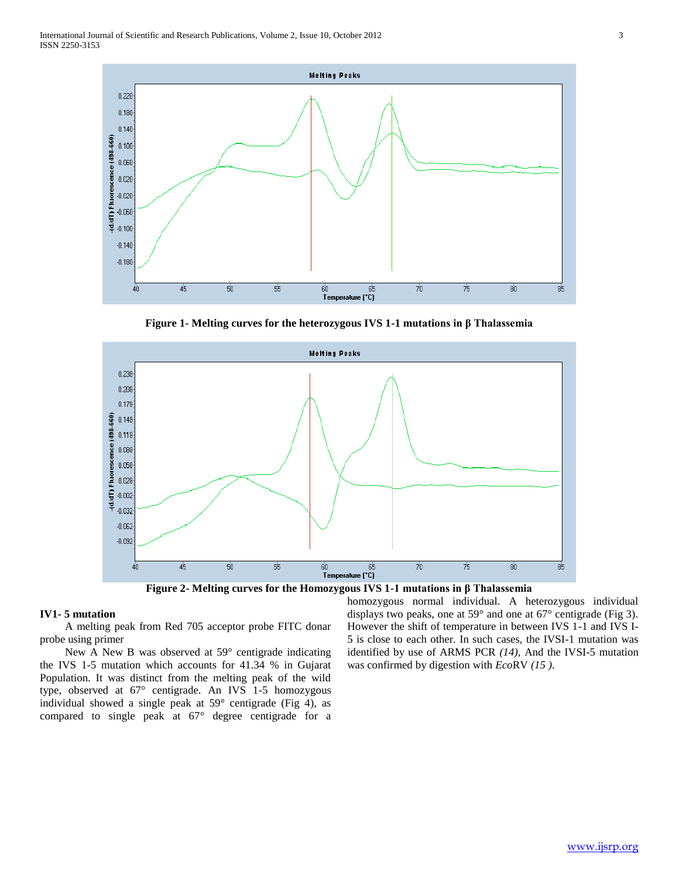Figure 1- Melting curves for the heterozygous IVS 1-1 mutations in β Thalassemia

Figure 2- Melting curves for the Homozygous IVS 1-1 mutations in β Thalassemia

### IV1- 5 mutation

A melting peak from Red 705 acceptor probe FITC donar probe using primer

New A New B was observed at 59° centigrade indicating the IVS 1-5 mutation which accounts for 41.34 % in Gujarat Population. It was distinct from the melting peak of the wild type, observed at 67° centigrade. An IVS 1-5 homozygous individual showed a single peak at 59° centigrade (Fig 4), as compared to single peak at 67° degree centigrade for a homozygous normal individual. A heterozygous individual displays two peaks, one at 59° and one at 67° centigrade (Fig 3). However the shift of temperature in between IVS 1-1 and IVS I-5 is close to each other. In such cases, the IVSI-1 mutation was identified by use of ARMS PCR *(14)*, And the IVSI-5 mutation was confirmed by digestion with *Eco*RV *(15 )*.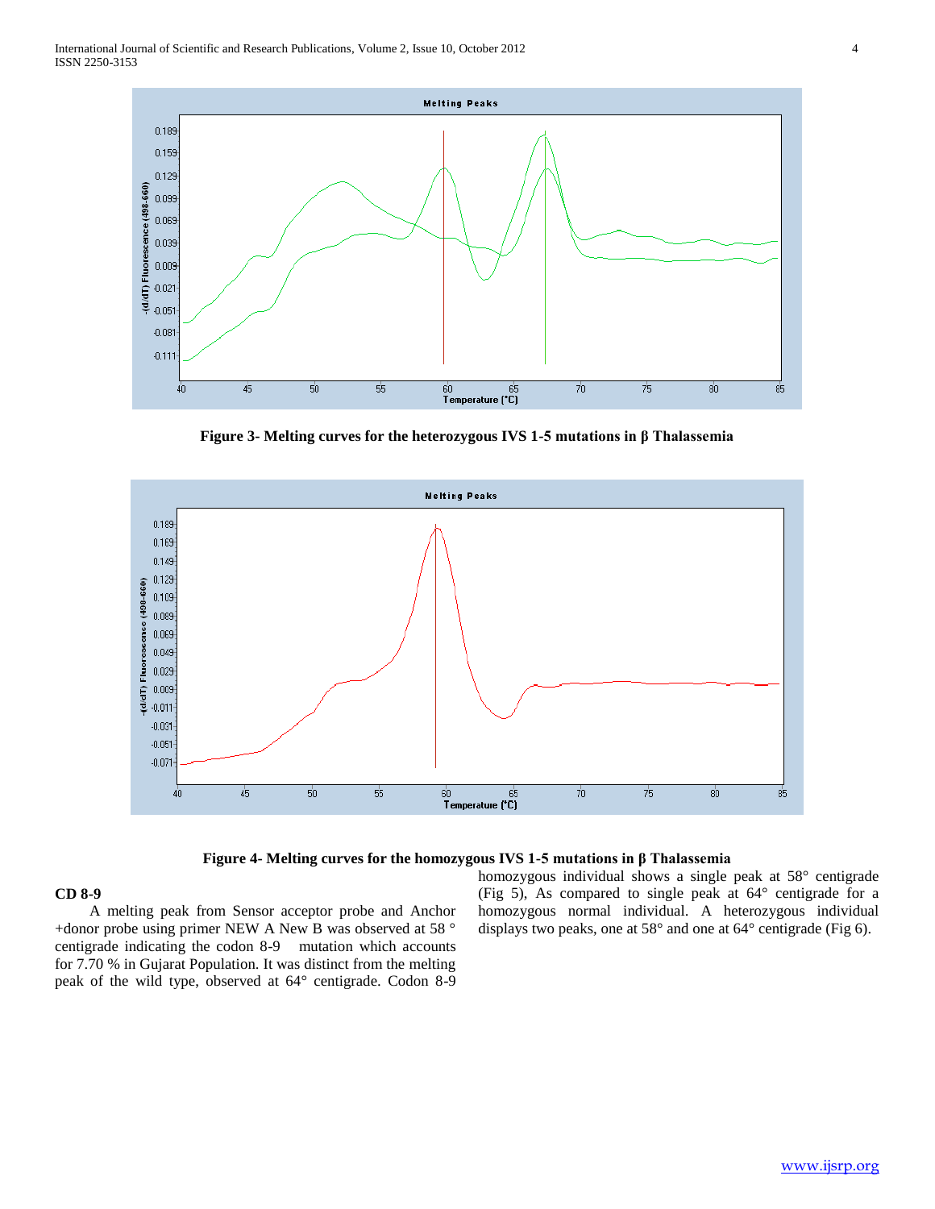Figure 3- Melting curves for the heterozygous IVS 1-5 mutations in β Thalassemia

Figure 4- Melting curves for the homozygous IVS 1-5 mutations in β Thalassemia

**CD 8-9**

A melting peak from Sensor acceptor probe and Anchor +donor probe using primer NEW A New B was observed at 58 ° centigrade indicating the codon 8-9 mutation which accounts for 7.70 % in Gujarat Population. It was distinct from the melting peak of the wild type, observed at 64° centigrade. Codon 8-9 homozygous individual shows a single peak at 58° centigrade (Fig 5), As compared to single peak at 64° centigrade for a homozygous normal individual. A heterozygous individual displays two peaks, one at 58° and one at 64° centigrade (Fig 6).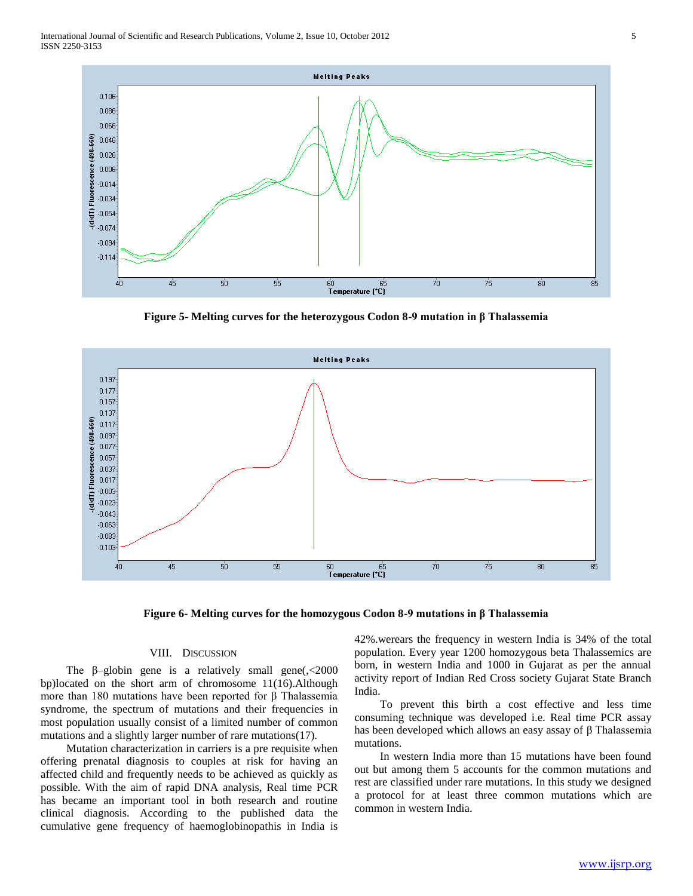Figure 5- Melting curves for the heterozygous Codon 8-9 mutation in β Thalassemia

Figure 6- Melting curves for the homozygous Codon 8-9 mutations in β Thalassemia

## VIII. DISCUSSION

The β–globin gene is a relatively small gene(,<2000 bp)located on the short arm of chromosome 11(16).Although more than 180 mutations have been reported for β Thalassemia syndrome, the spectrum of mutations and their frequencies in most population usually consist of a limited number of common mutations and a slightly larger number of rare mutations(17).

Mutation characterization in carriers is a pre requisite when offering prenatal diagnosis to couples at risk for having an affected child and frequently needs to be achieved as quickly as possible. With the aim of rapid DNA analysis, Real time PCR has became an important tool in both research and routine clinical diagnosis. According to the published data the cumulative gene frequency of haemoglobinopathis in India is 42%.werears the frequency in western India is 34% of the total population. Every year 1200 homozygous beta Thalassemics are born, in western India and 1000 in Gujarat as per the annual activity report of Indian Red Cross society Gujarat State Branch India.

To prevent this birth a cost effective and less time consuming technique was developed i.e. Real time PCR assay has been developed which allows an easy assay of β Thalassemia mutations.

In western India more than 15 mutations have been found out but among them 5 accounts for the common mutations and rest are classified under rare mutations. In this study we designed a protocol for at least three common mutations which are common in western India.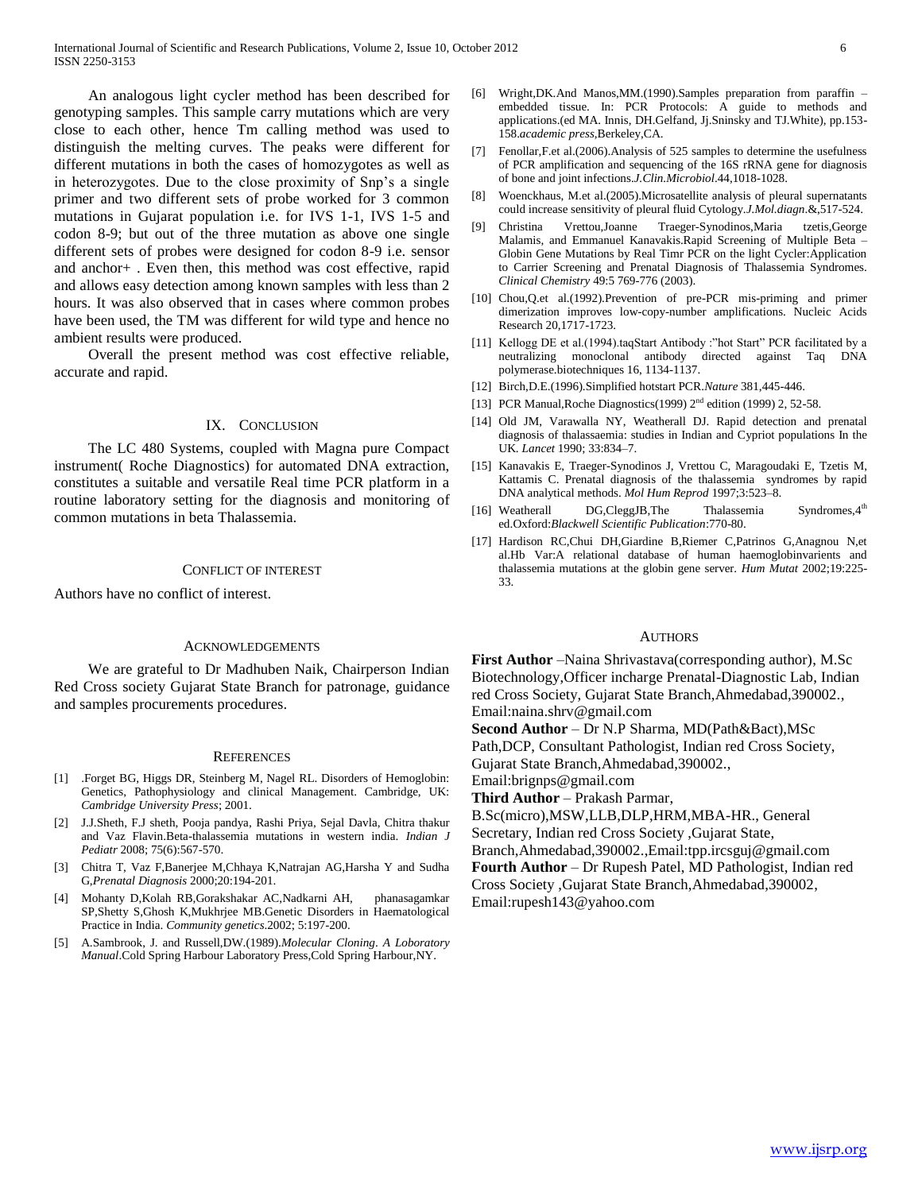An analogous light cycler method has been described for genotyping samples. This sample carry mutations which are very close to each other, hence Tm calling method was used to distinguish the melting curves. The peaks were different for different mutations in both the cases of homozygotes as well as in heterozygotes. Due to the close proximity of Snp's a single primer and two different sets of probe worked for 3 common mutations in Gujarat population i.e. for IVS 1-1, IVS 1-5 and codon 8-9; but out of the three mutation as above one single different sets of probes were designed for codon 8-9 i.e. sensor and anchor+ . Even then, this method was cost effective, rapid and allows easy detection among known samples with less than 2 hours. It was also observed that in cases where common probes have been used, the TM was different for wild type and hence no ambient results were produced.

Overall the present method was cost effective reliable, accurate and rapid.

## IX. Conclusion

The LC 480 Systems, coupled with Magna pure Compact instrument( Roche Diagnostics) for automated DNA extraction, constitutes a suitable and versatile Real time PCR platform in a routine laboratory setting for the diagnosis and monitoring of common mutations in beta Thalassemia.

## Conflict of Interest

Authors have no conflict of interest.

## Acknowledgements

We are grateful to Dr Madhuben Naik, Chairperson Indian Red Cross society Gujarat State Branch for patronage, guidance and samples procurements procedures.

## References

[1] .Forget BG, Higgs DR, Steinberg M, Nagel RL. Disorders of Hemoglobin: Genetics, Pathophysiology and clinical Management. Cambridge, UK: *Cambridge University Press*; 2001.

[2] J.J.Sheth, F.J sheth, Pooja pandya, Rashi Priya, Sejal Davla, Chitra thakur and Vaz Flavin.Beta-thalassemia mutations in western india. *Indian J Pediatr* 2008; 75(6):567-570.

[3] Chitra T, Vaz F,Banerjee M,Chhaya K,Natrajan AG,Harsha Y and Sudha G,*Prenatal Diagnosis* 2000;20:194-201.

[4] Mohanty D,Kolah RB,Gorakshakar AC,Nadkarni AH, phanasagamkar SP,Shetty S,Ghosh K,Mukhrjee MB.Genetic Disorders in Haematological Practice in India. *Community genetics*.2002; 5:197-200.

[5] A.Sambrook, J. and Russell,DW.(1989).*Molecular Cloning. A Loboratory Manual*.Cold Spring Harbour Laboratory Press,Cold Spring Harbour,NY.

[6] Wright,DK.And Manos,MM.(1990).Samples preparation from paraffin – embedded tissue. In: PCR Protocols: A guide to methods and applications.(ed MA. Innis, DH.Gelfand, Jj.Sninsky and TJ.White), pp.153-158.*academic press*,Berkeley,CA.

[7] Fenollar,F.et al.(2006).Analysis of 525 samples to determine the usefulness of PCR amplification and sequencing of the 16S rRNA gene for diagnosis of bone and joint infections.*J.Clin.Microbiol*.44,1018-1028.

[8] Woenckhaus, M.et al.(2005).Microsatellite analysis of pleural supernatants could increase sensitivity of pleural fluid Cytology.*J.Mol.diagn*.&,517-524.

[9] Christina Vrettou,Joanne Traeger-Synodinos,Maria tzetis,George Malamis, and Emmanuel Kanavakis.Rapid Screening of Multiple Beta –Globin Gene Mutations by Real Timr PCR on the light Cycler:Application to Carrier Screening and Prenatal Diagnosis of Thalassemia Syndromes. *Clinical Chemistry* 49:5 769-776 (2003).

[10] Chou,Q.et al.(1992).Prevention of pre-PCR mis-priming and primer dimerization improves low-copy-number amplifications. Nucleic Acids Research 20,1717-1723.

[11] Kellogg DE et al.(1994).taqStart Antibody :"hot Start" PCR facilitated by a neutralizing monoclonal antibody directed against Taq DNA polymerase.biotechniques 16, 1134-1137.

[12] Birch,D.E.(1996).Simplified hotstart PCR.*Nature* 381,445-446.

[13] PCR Manual,Roche Diagnostics(1999) 2nd edition (1999) 2, 52-58.

[14] Old JM, Varawalla NY, Weatherall DJ. Rapid detection and prenatal diagnosis of thalassaemia: studies in Indian and Cypriot populations In the UK. *Lancet* 1990; 33:834–7.

[15] Kanavakis E, Traeger-Synodinos J, Vrettou C, Maragoudaki E, Tzetis M, Kattamis C. Prenatal diagnosis of the thalassemia syndromes by rapid DNA analytical methods. *Mol Hum Reprod* 1997;3:523–8.

[16] Weatherall DG,CleggJB,The Thalassemia Syndromes,4th ed.Oxford:*Blackwell Scientific Publication*:770-80.

[17] Hardison RC,Chui DH,Giardine B,Riemer C,Patrinos G,Anagnou N,et al.Hb Var:A relational database of human haemoglobinvarients and thalassemia mutations at the globin gene server. *Hum Mutat* 2002;19:225-33.

## Authors

**First Author** –Naina Shrivastava(corresponding author), M.Sc Biotechnology,Officer incharge Prenatal-Diagnostic Lab, Indian red Cross Society, Gujarat State Branch,Ahmedabad,390002., Email:naina.shrv@gmail.com

**Second Author** – Dr N.P Sharma, MD(Path&Bact),MSc Path,DCP, Consultant Pathologist, Indian red Cross Society, Gujarat State Branch,Ahmedabad,390002., Email:brignps@gmail.com

**Third Author** – Prakash Parmar, B.Sc(micro),MSW,LLB,DLP,HRM,MBA-HR., General Secretary, Indian red Cross Society ,Gujarat State, Branch,Ahmedabad,390002.,Email:tpp.ircsguj@gmail.com

**Fourth Author** – Dr Rupesh Patel, MD Pathologist, Indian red Cross Society ,Gujarat State Branch,Ahmedabad,390002, Email:rupesh143@yahoo.com